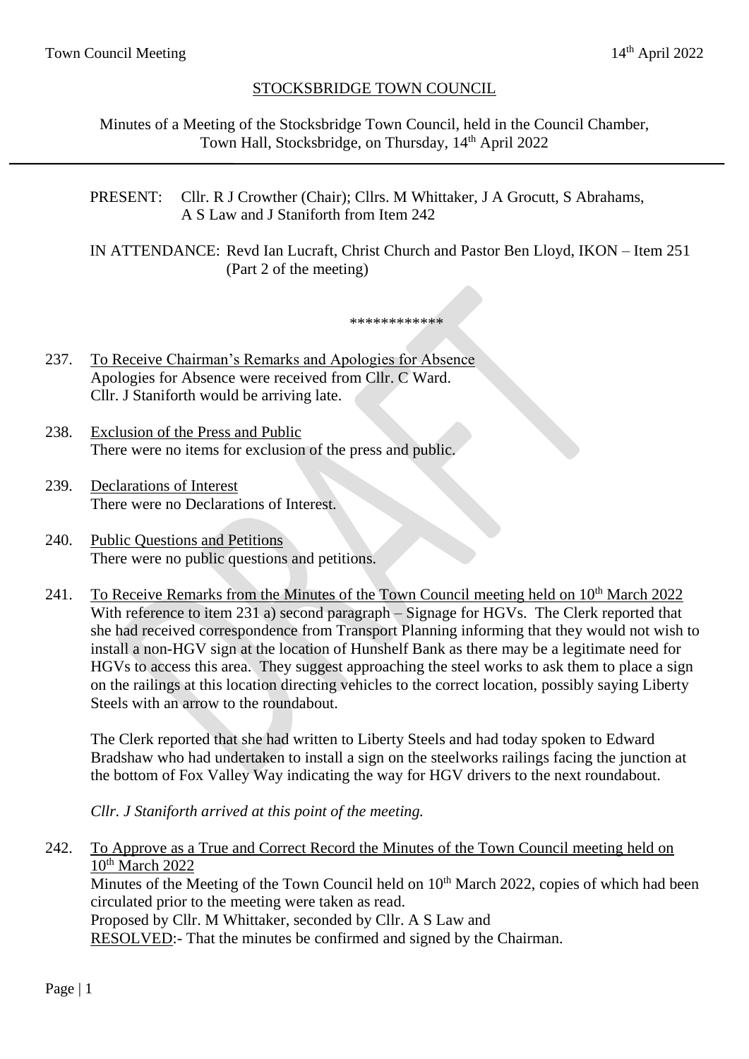# STOCKSBRIDGE TOWN COUNCIL

Minutes of a Meeting of the Stocksbridge Town Council, held in the Council Chamber, Town Hall, Stocksbridge, on Thursday, 14th April 2022

PRESENT: Cllr. R J Crowther (Chair); Cllrs. M Whittaker, J A Grocutt, S Abrahams, A S Law and J Staniforth from Item 242

IN ATTENDANCE: Revd Ian Lucraft, Christ Church and Pastor Ben Lloyd, IKON – Item 251 (Part 2 of the meeting)

\*\*\*\*\*\*\*\*\*\*\*\*

237. To Receive Chairman's Remarks and Apologies for Absence
Apologies for Absence were received from Cllr. C Ward.
Cllr. J Staniforth would be arriving late.

238. Exclusion of the Press and Public
There were no items for exclusion of the press and public.

239. Declarations of Interest
There were no Declarations of Interest.

240. Public Questions and Petitions
There were no public questions and petitions.

241. To Receive Remarks from the Minutes of the Town Council meeting held on 10th March 2022
With reference to item 231 a) second paragraph – Signage for HGVs. The Clerk reported that she had received correspondence from Transport Planning informing that they would not wish to install a non-HGV sign at the location of Hunshelf Bank as there may be a legitimate need for HGVs to access this area. They suggest approaching the steel works to ask them to place a sign on the railings at this location directing vehicles to the correct location, possibly saying Liberty Steels with an arrow to the roundabout.

The Clerk reported that she had written to Liberty Steels and had today spoken to Edward Bradshaw who had undertaken to install a sign on the steelworks railings facing the junction at the bottom of Fox Valley Way indicating the way for HGV drivers to the next roundabout.

*Cllr. J Staniforth arrived at this point of the meeting.*

242. To Approve as a True and Correct Record the Minutes of the Town Council meeting held on 10th March 2022
Minutes of the Meeting of the Town Council held on 10th March 2022, copies of which had been circulated prior to the meeting were taken as read.
Proposed by Cllr. M Whittaker, seconded by Cllr. A S Law and
RESOLVED:- That the minutes be confirmed and signed by the Chairman.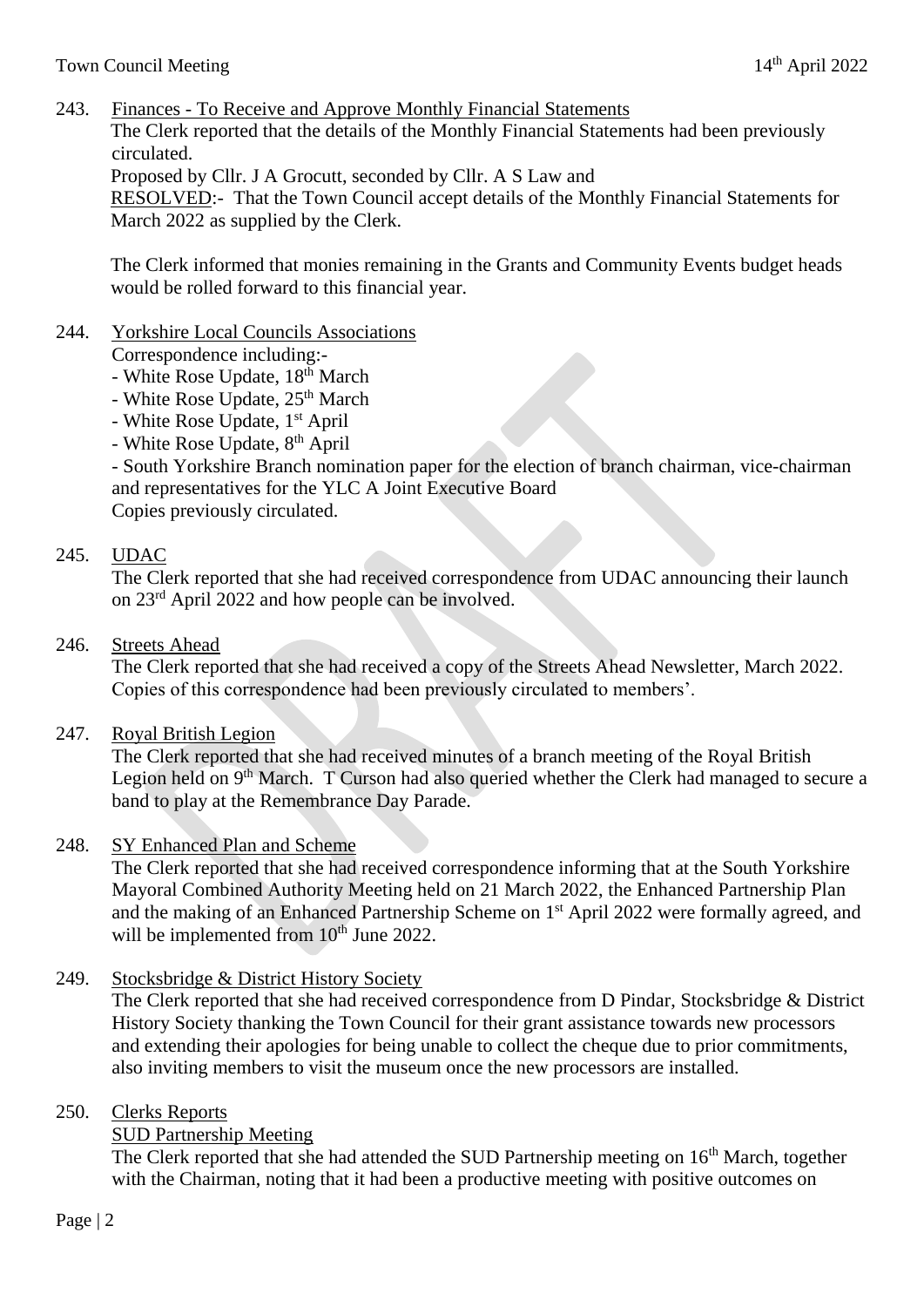243. Finances - To Receive and Approve Monthly Financial Statements

The Clerk reported that the details of the Monthly Financial Statements had been previously circulated.

Proposed by Cllr. J A Grocutt, seconded by Cllr. A S Law and

RESOLVED:- That the Town Council accept details of the Monthly Financial Statements for March 2022 as supplied by the Clerk.

The Clerk informed that monies remaining in the Grants and Community Events budget heads would be rolled forward to this financial year.

244. Yorkshire Local Councils Associations

Correspondence including:-

- White Rose Update, 18th March
- White Rose Update, 25th March
- White Rose Update, 1st April
- White Rose Update, 8th April
- South Yorkshire Branch nomination paper for the election of branch chairman, vice-chairman and representatives for the YLC A Joint Executive Board

Copies previously circulated.

245. UDAC

The Clerk reported that she had received correspondence from UDAC announcing their launch on 23rd April 2022 and how people can be involved.

246. Streets Ahead

The Clerk reported that she had received a copy of the Streets Ahead Newsletter, March 2022. Copies of this correspondence had been previously circulated to members'.

247. Royal British Legion

The Clerk reported that she had received minutes of a branch meeting of the Royal British Legion held on 9th March. T Curson had also queried whether the Clerk had managed to secure a band to play at the Remembrance Day Parade.

248. SY Enhanced Plan and Scheme

The Clerk reported that she had received correspondence informing that at the South Yorkshire Mayoral Combined Authority Meeting held on 21 March 2022, the Enhanced Partnership Plan and the making of an Enhanced Partnership Scheme on 1st April 2022 were formally agreed, and will be implemented from 10th June 2022.

249. Stocksbridge & District History Society

The Clerk reported that she had received correspondence from D Pindar, Stocksbridge & District History Society thanking the Town Council for their grant assistance towards new processors and extending their apologies for being unable to collect the cheque due to prior commitments, also inviting members to visit the museum once the new processors are installed.

250. Clerks Reports

SUD Partnership Meeting

The Clerk reported that she had attended the SUD Partnership meeting on 16th March, together with the Chairman, noting that it had been a productive meeting with positive outcomes on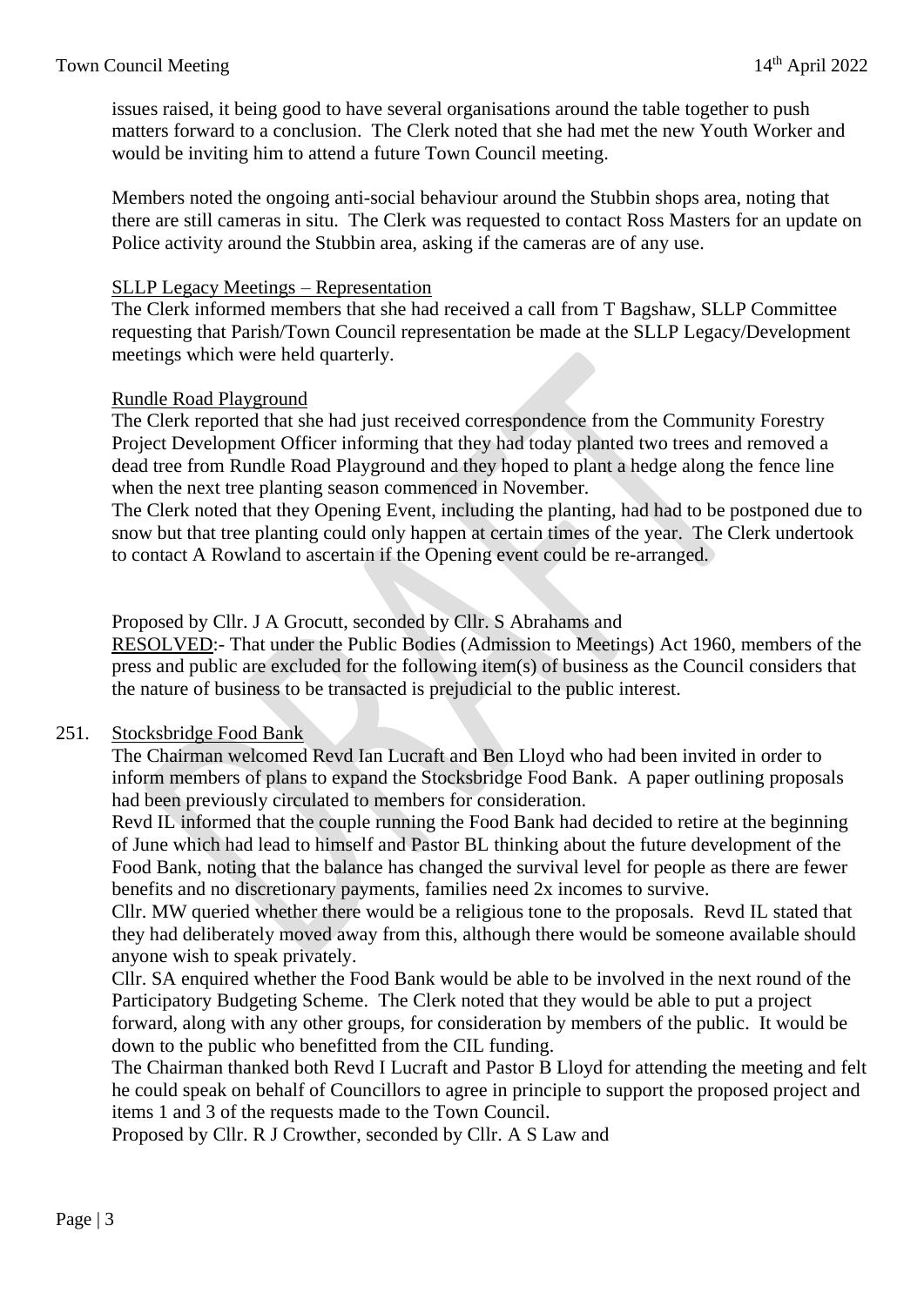issues raised, it being good to have several organisations around the table together to push matters forward to a conclusion. The Clerk noted that she had met the new Youth Worker and would be inviting him to attend a future Town Council meeting.

Members noted the ongoing anti-social behaviour around the Stubbin shops area, noting that there are still cameras in situ. The Clerk was requested to contact Ross Masters for an update on Police activity around the Stubbin area, asking if the cameras are of any use.

SLLP Legacy Meetings – Representation

The Clerk informed members that she had received a call from T Bagshaw, SLLP Committee requesting that Parish/Town Council representation be made at the SLLP Legacy/Development meetings which were held quarterly.

Rundle Road Playground

The Clerk reported that she had just received correspondence from the Community Forestry Project Development Officer informing that they had today planted two trees and removed a dead tree from Rundle Road Playground and they hoped to plant a hedge along the fence line when the next tree planting season commenced in November.

The Clerk noted that they Opening Event, including the planting, had had to be postponed due to snow but that tree planting could only happen at certain times of the year. The Clerk undertook to contact A Rowland to ascertain if the Opening event could be re-arranged.

Proposed by Cllr. J A Grocutt, seconded by Cllr. S Abrahams and

RESOLVED:- That under the Public Bodies (Admission to Meetings) Act 1960, members of the press and public are excluded for the following item(s) of business as the Council considers that the nature of business to be transacted is prejudicial to the public interest.

251. Stocksbridge Food Bank

The Chairman welcomed Revd Ian Lucraft and Ben Lloyd who had been invited in order to inform members of plans to expand the Stocksbridge Food Bank. A paper outlining proposals had been previously circulated to members for consideration.

Revd IL informed that the couple running the Food Bank had decided to retire at the beginning of June which had lead to himself and Pastor BL thinking about the future development of the Food Bank, noting that the balance has changed the survival level for people as there are fewer benefits and no discretionary payments, families need 2x incomes to survive.

Cllr. MW queried whether there would be a religious tone to the proposals. Revd IL stated that they had deliberately moved away from this, although there would be someone available should anyone wish to speak privately.

Cllr. SA enquired whether the Food Bank would be able to be involved in the next round of the Participatory Budgeting Scheme. The Clerk noted that they would be able to put a project forward, along with any other groups, for consideration by members of the public. It would be down to the public who benefitted from the CIL funding.

The Chairman thanked both Revd I Lucraft and Pastor B Lloyd for attending the meeting and felt he could speak on behalf of Councillors to agree in principle to support the proposed project and items 1 and 3 of the requests made to the Town Council.

Proposed by Cllr. R J Crowther, seconded by Cllr. A S Law and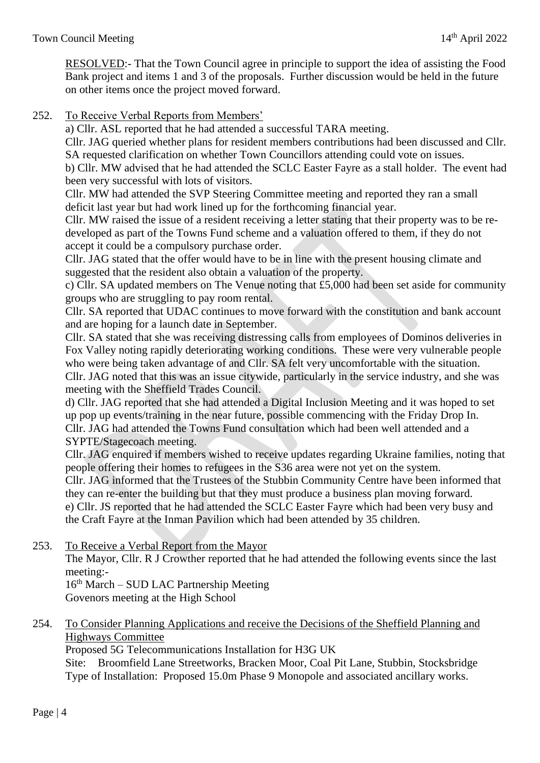RESOLVED:- That the Town Council agree in principle to support the idea of assisting the Food Bank project and items 1 and 3 of the proposals. Further discussion would be held in the future on other items once the project moved forward.

252. To Receive Verbal Reports from Members'

a) Cllr. ASL reported that he had attended a successful TARA meeting.

Cllr. JAG queried whether plans for resident members contributions had been discussed and Cllr. SA requested clarification on whether Town Councillors attending could vote on issues.

b) Cllr. MW advised that he had attended the SCLC Easter Fayre as a stall holder. The event had been very successful with lots of visitors.

Cllr. MW had attended the SVP Steering Committee meeting and reported they ran a small deficit last year but had work lined up for the forthcoming financial year.

Cllr. MW raised the issue of a resident receiving a letter stating that their property was to be re-developed as part of the Towns Fund scheme and a valuation offered to them, if they do not accept it could be a compulsory purchase order.

Cllr. JAG stated that the offer would have to be in line with the present housing climate and suggested that the resident also obtain a valuation of the property.

c) Cllr. SA updated members on The Venue noting that £5,000 had been set aside for community groups who are struggling to pay room rental.

Cllr. SA reported that UDAC continues to move forward with the constitution and bank account and are hoping for a launch date in September.

Cllr. SA stated that she was receiving distressing calls from employees of Dominos deliveries in Fox Valley noting rapidly deteriorating working conditions. These were very vulnerable people who were being taken advantage of and Cllr. SA felt very uncomfortable with the situation.

Cllr. JAG noted that this was an issue citywide, particularly in the service industry, and she was meeting with the Sheffield Trades Council.

d) Cllr. JAG reported that she had attended a Digital Inclusion Meeting and it was hoped to set up pop up events/training in the near future, possible commencing with the Friday Drop In.

Cllr. JAG had attended the Towns Fund consultation which had been well attended and a SYPTE/Stagecoach meeting.

Cllr. JAG enquired if members wished to receive updates regarding Ukraine families, noting that people offering their homes to refugees in the S36 area were not yet on the system.

Cllr. JAG informed that the Trustees of the Stubbin Community Centre have been informed that they can re-enter the building but that they must produce a business plan moving forward.

e) Cllr. JS reported that he had attended the SCLC Easter Fayre which had been very busy and the Craft Fayre at the Inman Pavilion which had been attended by 35 children.

253. To Receive a Verbal Report from the Mayor

The Mayor, Cllr. R J Crowther reported that he had attended the following events since the last meeting:-

16th March – SUD LAC Partnership Meeting
Govenors meeting at the High School

254. To Consider Planning Applications and receive the Decisions of the Sheffield Planning and Highways Committee

Proposed 5G Telecommunications Installation for H3G UK
Site: Broomfield Lane Streetworks, Bracken Moor, Coal Pit Lane, Stubbin, Stocksbridge
Type of Installation: Proposed 15.0m Phase 9 Monopole and associated ancillary works.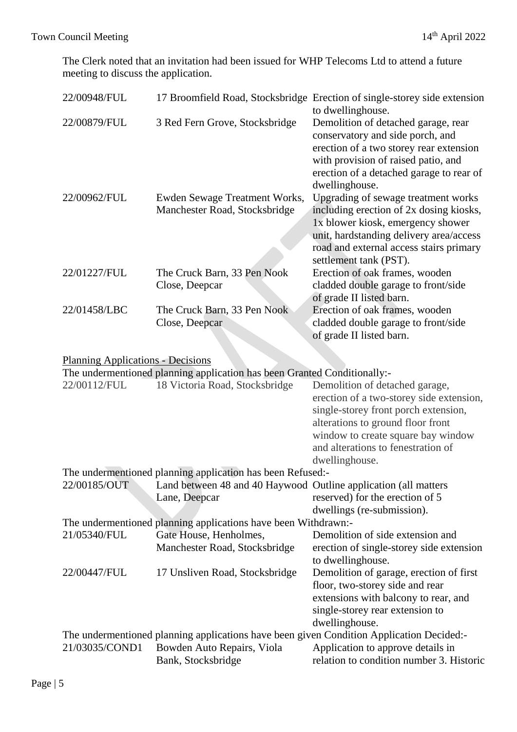The Clerk noted that an invitation had been issued for WHP Telecoms Ltd to attend a future meeting to discuss the application.

| | | |
|---|---|---|
| 22/00948/FUL | 17 Broomfield Road, Stocksbridge | Erection of single-storey side extension to dwellinghouse. |
| 22/00879/FUL | 3 Red Fern Grove, Stocksbridge | Demolition of detached garage, rear conservatory and side porch, and erection of a two storey rear extension with provision of raised patio, and erection of a detached garage to rear of dwellinghouse. |
| 22/00962/FUL | Ewden Sewage Treatment Works, Manchester Road, Stocksbridge | Upgrading of sewage treatment works including erection of 2x dosing kiosks, 1x blower kiosk, emergency shower unit, hardstanding delivery area/access road and external access stairs primary settlement tank (PST). |
| 22/01227/FUL | The Cruck Barn, 33 Pen Nook Close, Deepcar | Erection of oak frames, wooden cladded double garage to front/side of grade II listed barn. |
| 22/01458/LBC | The Cruck Barn, 33 Pen Nook Close, Deepcar | Erection of oak frames, wooden cladded double garage to front/side of grade II listed barn. |

Planning Applications - Decisions

The undermentioned planning application has been Granted Conditionally:-

| | | |
|---|---|---|
| 22/00112/FUL | 18 Victoria Road, Stocksbridge | Demolition of detached garage, erection of a two-storey side extension, single-storey front porch extension, alterations to ground floor front window to create square bay window and alterations to fenestration of dwellinghouse. |

The undermentioned planning application has been Refused:-

| | | |
|---|---|---|
| 22/00185/OUT | Land between 48 and 40 Haywood Lane, Deepcar | Outline application (all matters reserved) for the erection of 5 dwellings (re-submission). |

The undermentioned planning applications have been Withdrawn:-

| | | |
|---|---|---|
| 21/05340/FUL | Gate House, Henholmes, Manchester Road, Stocksbridge | Demolition of side extension and erection of single-storey side extension to dwellinghouse. |
| 22/00447/FUL | 17 Unsliven Road, Stocksbridge | Demolition of garage, erection of first floor, two-storey side and rear extensions with balcony to rear, and single-storey rear extension to dwellinghouse. |

The undermentioned planning applications have been given Condition Application Decided:-

| | | |
|---|---|---|
| 21/03035/COND1 | Bowden Auto Repairs, Viola Bank, Stocksbridge | Application to approve details in relation to condition number 3. Historic |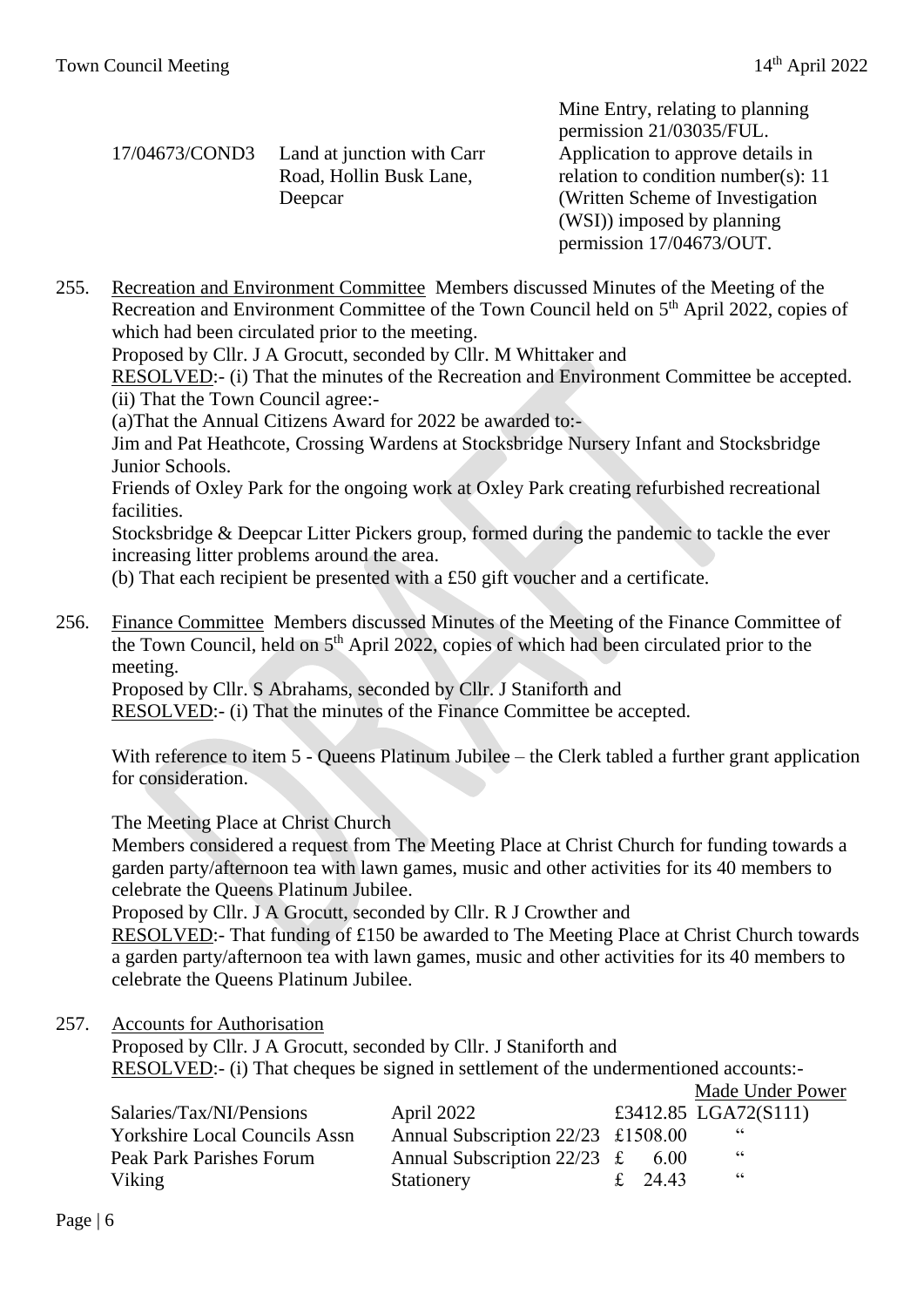| | | |
|---|---|---|
| | | Mine Entry, relating to planning permission 21/03035/FUL. |
| 17/04673/COND3 | Land at junction with Carr Road, Hollin Busk Lane, Deepcar | Application to approve details in relation to condition number(s): 11 (Written Scheme of Investigation (WSI)) imposed by planning permission 17/04673/OUT. |

255. Recreation and Environment Committee Members discussed Minutes of the Meeting of the Recreation and Environment Committee of the Town Council held on 5th April 2022, copies of which had been circulated prior to the meeting.
Proposed by Cllr. J A Grocutt, seconded by Cllr. M Whittaker and
RESOLVED:- (i) That the minutes of the Recreation and Environment Committee be accepted.
(ii) That the Town Council agree:-
(a)That the Annual Citizens Award for 2022 be awarded to:-
Jim and Pat Heathcote, Crossing Wardens at Stocksbridge Nursery Infant and Stocksbridge Junior Schools.
Friends of Oxley Park for the ongoing work at Oxley Park creating refurbished recreational facilities.
Stocksbridge & Deepcar Litter Pickers group, formed during the pandemic to tackle the ever increasing litter problems around the area.
(b) That each recipient be presented with a £50 gift voucher and a certificate.

256. Finance Committee Members discussed Minutes of the Meeting of the Finance Committee of the Town Council, held on 5th April 2022, copies of which had been circulated prior to the meeting.
Proposed by Cllr. S Abrahams, seconded by Cllr. J Staniforth and
RESOLVED:- (i) That the minutes of the Finance Committee be accepted.

With reference to item 5 - Queens Platinum Jubilee – the Clerk tabled a further grant application for consideration.

The Meeting Place at Christ Church
Members considered a request from The Meeting Place at Christ Church for funding towards a garden party/afternoon tea with lawn games, music and other activities for its 40 members to celebrate the Queens Platinum Jubilee.
Proposed by Cllr. J A Grocutt, seconded by Cllr. R J Crowther and
RESOLVED:- That funding of £150 be awarded to The Meeting Place at Christ Church towards a garden party/afternoon tea with lawn games, music and other activities for its 40 members to celebrate the Queens Platinum Jubilee.

257. Accounts for Authorisation
Proposed by Cllr. J A Grocutt, seconded by Cllr. J Staniforth and
RESOLVED:- (i) That cheques be signed in settlement of the undermentioned accounts:-

| | | | Made Under Power |
|---|---|---|---|
| Salaries/Tax/NI/Pensions | April 2022 | £3412.85 | LGA72(S111) |
| Yorkshire Local Councils Assn | Annual Subscription 22/23 | £1508.00 | " |
| Peak Park Parishes Forum | Annual Subscription 22/23 | £ 6.00 | " |
| Viking | Stationery | £ 24.43 | " |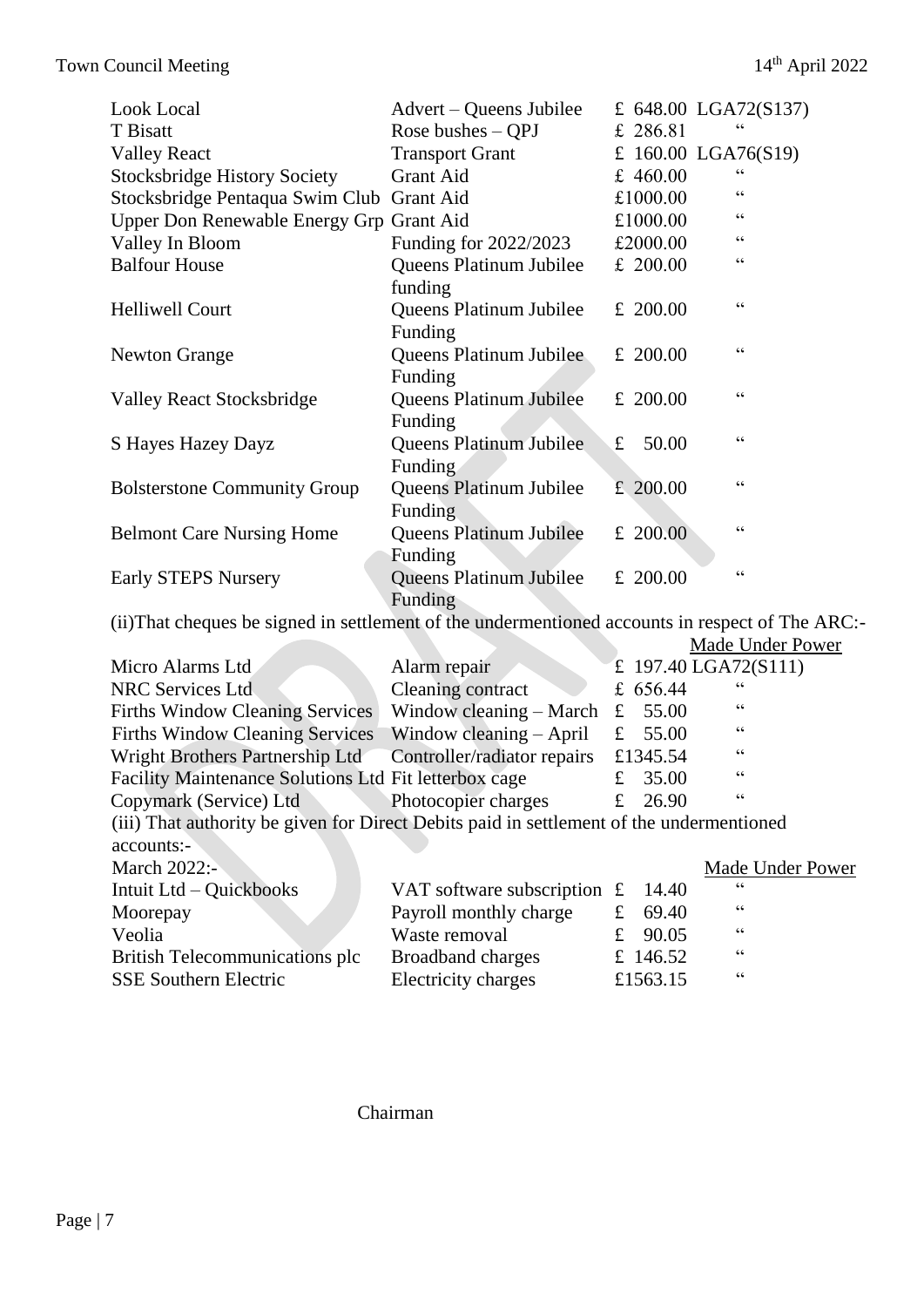| | | | |
|---|---|---|---|
| Look Local | Advert – Queens Jubilee | £ 648.00 | LGA72(S137) |
| T Bisatt | Rose bushes – QPJ | £ 286.81 | " |
| Valley React | Transport Grant | £ 160.00 | LGA76(S19) |
| Stocksbridge History Society | Grant Aid | £ 460.00 | " |
| Stocksbridge Pentaqua Swim Club | Grant Aid | £1000.00 | " |
| Upper Don Renewable Energy Grp | Grant Aid | £1000.00 | " |
| Valley In Bloom | Funding for 2022/2023 | £2000.00 | " |
| Balfour House | Queens Platinum Jubilee funding | £ 200.00 | " |
| Helliwell Court | Queens Platinum Jubilee Funding | £ 200.00 | " |
| Newton Grange | Queens Platinum Jubilee Funding | £ 200.00 | " |
| Valley React Stocksbridge | Queens Platinum Jubilee Funding | £ 200.00 | " |
| S Hayes Hazey Dayz | Queens Platinum Jubilee Funding | £ 50.00 | " |
| Bolsterstone Community Group | Queens Platinum Jubilee Funding | £ 200.00 | " |
| Belmont Care Nursing Home | Queens Platinum Jubilee Funding | £ 200.00 | " |
| Early STEPS Nursery | Queens Platinum Jubilee Funding | £ 200.00 | " |

(ii)That cheques be signed in settlement of the undermentioned accounts in respect of The ARC:-

| | | | Made Under Power |
|---|---|---|---|
| Micro Alarms Ltd | Alarm repair | £ 197.40 | LGA72(S111) |
| NRC Services Ltd | Cleaning contract | £ 656.44 | " |
| Firths Window Cleaning Services | Window cleaning – March | £ 55.00 | " |
| Firths Window Cleaning Services | Window cleaning – April | £ 55.00 | " |
| Wright Brothers Partnership Ltd | Controller/radiator repairs | £1345.54 | " |
| Facility Maintenance Solutions Ltd | Fit letterbox cage | £ 35.00 | " |
| Copymark (Service) Ltd | Photocopier charges | £ 26.90 | " |

(iii) That authority be given for Direct Debits paid in settlement of the undermentioned accounts:-

| March 2022:- | | | Made Under Power |
|---|---|---|---|
| Intuit Ltd – Quickbooks | VAT software subscription | £ 14.40 | " |
| Moorepay | Payroll monthly charge | £ 69.40 | " |
| Veolia | Waste removal | £ 90.05 | " |
| British Telecommunications plc | Broadband charges | £ 146.52 | " |
| SSE Southern Electric | Electricity charges | £1563.15 | " |

Chairman